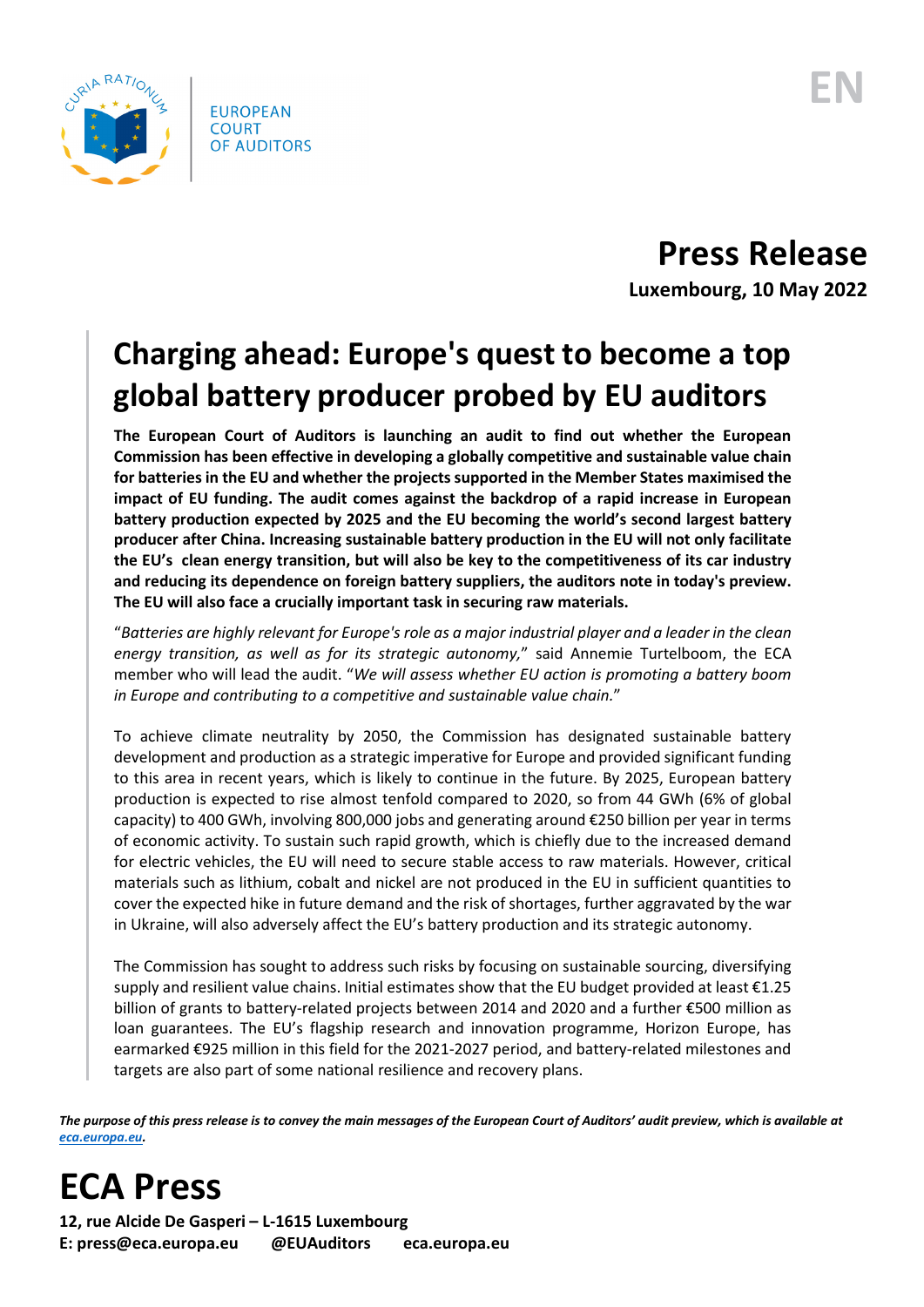EUROPEAN COURT OF AUDITORS

EN

# Press Release

**Luxembourg, 10 May 2022**

## Charging ahead: Europe's quest to become a top global battery producer probed by EU auditors

**The European Court of Auditors is launching an audit to find out whether the European Commission has been effective in developing a globally competitive and sustainable value chain for batteries in the EU and whether the projects supported in the Member States maximised the impact of EU funding. The audit comes against the backdrop of a rapid increase in European battery production expected by 2025 and the EU becoming the world's second largest battery producer after China. Increasing sustainable battery production in the EU will not only facilitate the EU's clean energy transition, but will also be key to the competitiveness of its car industry and reducing its dependence on foreign battery suppliers, the auditors note in today's preview. The EU will also face a crucially important task in securing raw materials.**

"*Batteries are highly relevant for Europe's role as a major industrial player and a leader in the clean energy transition, as well as for its strategic autonomy,*" said Annemie Turtelboom, the ECA member who will lead the audit. "*We will assess whether EU action is promoting a battery boom in Europe and contributing to a competitive and sustainable value chain.*"

To achieve climate neutrality by 2050, the Commission has designated sustainable battery development and production as a strategic imperative for Europe and provided significant funding to this area in recent years, which is likely to continue in the future. By 2025, European battery production is expected to rise almost tenfold compared to 2020, so from 44 GWh (6% of global capacity) to 400 GWh, involving 800,000 jobs and generating around €250 billion per year in terms of economic activity. To sustain such rapid growth, which is chiefly due to the increased demand for electric vehicles, the EU will need to secure stable access to raw materials. However, critical materials such as lithium, cobalt and nickel are not produced in the EU in sufficient quantities to cover the expected hike in future demand and the risk of shortages, further aggravated by the war in Ukraine, will also adversely affect the EU's battery production and its strategic autonomy.

The Commission has sought to address such risks by focusing on sustainable sourcing, diversifying supply and resilient value chains. Initial estimates show that the EU budget provided at least €1.25 billion of grants to battery-related projects between 2014 and 2020 and a further €500 million as loan guarantees. The EU's flagship research and innovation programme, Horizon Europe, has earmarked €925 million in this field for the 2021-2027 period, and battery-related milestones and targets are also part of some national resilience and recovery plans.

***The purpose of this press release is to convey the main messages of the European Court of Auditors' audit preview, which is available at [eca.europa.eu](eca.europa.eu).***

# ECA Press

**12, rue Alcide De Gasperi – L-1615 Luxembourg**
**E: press@eca.europa.eu @EUAuditors eca.europa.eu**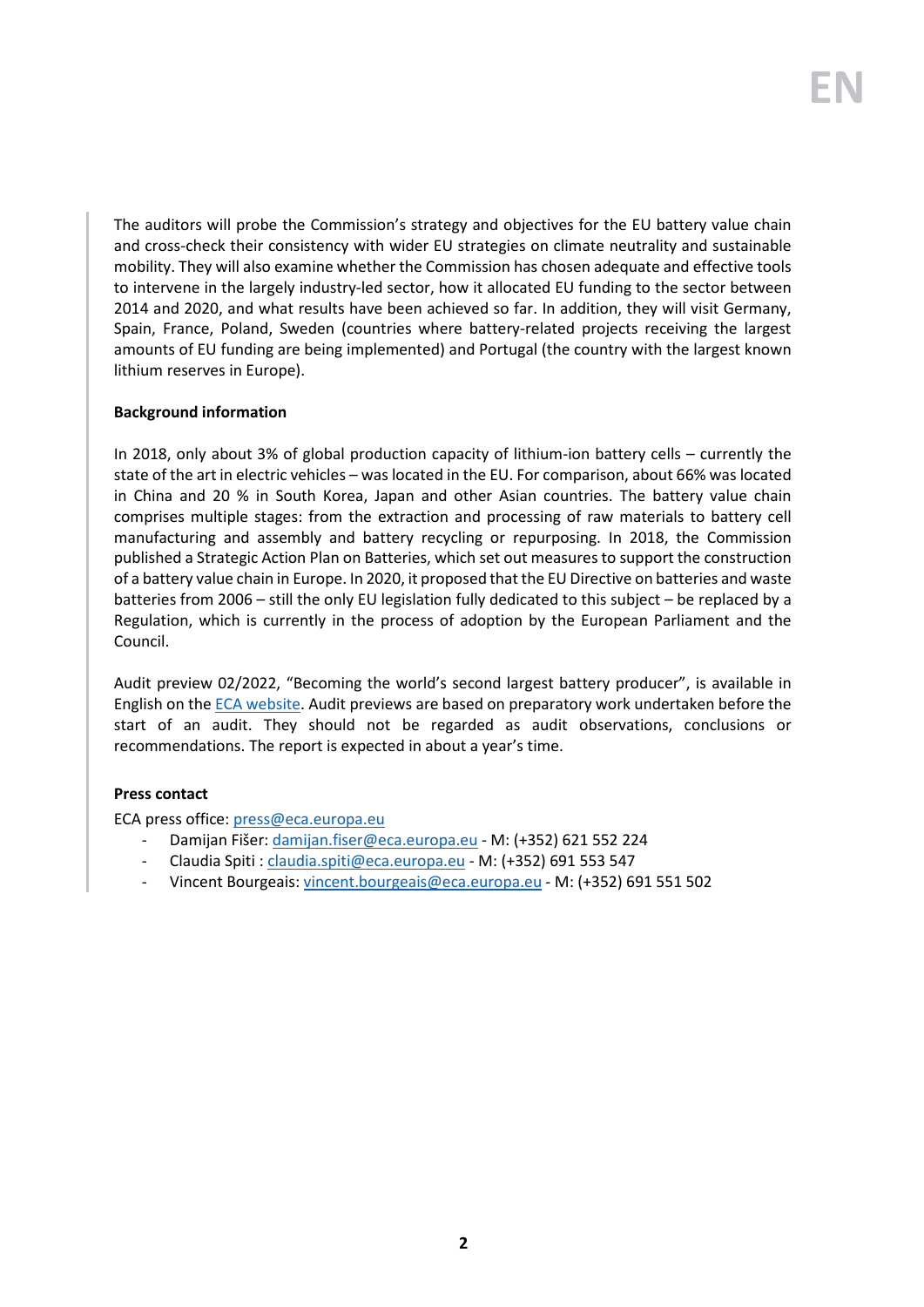The auditors will probe the Commission's strategy and objectives for the EU battery value chain and cross-check their consistency with wider EU strategies on climate neutrality and sustainable mobility. They will also examine whether the Commission has chosen adequate and effective tools to intervene in the largely industry-led sector, how it allocated EU funding to the sector between 2014 and 2020, and what results have been achieved so far. In addition, they will visit Germany, Spain, France, Poland, Sweden (countries where battery-related projects receiving the largest amounts of EU funding are being implemented) and Portugal (the country with the largest known lithium reserves in Europe).

**Background information**

In 2018, only about 3% of global production capacity of lithium-ion battery cells – currently the state of the art in electric vehicles – was located in the EU. For comparison, about 66% was located in China and 20 % in South Korea, Japan and other Asian countries. The battery value chain comprises multiple stages: from the extraction and processing of raw materials to battery cell manufacturing and assembly and battery recycling or repurposing. In 2018, the Commission published a Strategic Action Plan on Batteries, which set out measures to support the construction of a battery value chain in Europe. In 2020, it proposed that the EU Directive on batteries and waste batteries from 2006 – still the only EU legislation fully dedicated to this subject – be replaced by a Regulation, which is currently in the process of adoption by the European Parliament and the Council.

Audit preview 02/2022, "Becoming the world's second largest battery producer", is available in English on the [ECA website](). Audit previews are based on preparatory work undertaken before the start of an audit. They should not be regarded as audit observations, conclusions or recommendations. The report is expected in about a year's time.

**Press contact**

ECA press office: press@eca.europa.eu

- Damijan Fišer: damijan.fiser@eca.europa.eu - M: (+352) 621 552 224
- Claudia Spiti : claudia.spiti@eca.europa.eu - M: (+352) 691 553 547
- Vincent Bourgeais: vincent.bourgeais@eca.europa.eu - M: (+352) 691 551 502